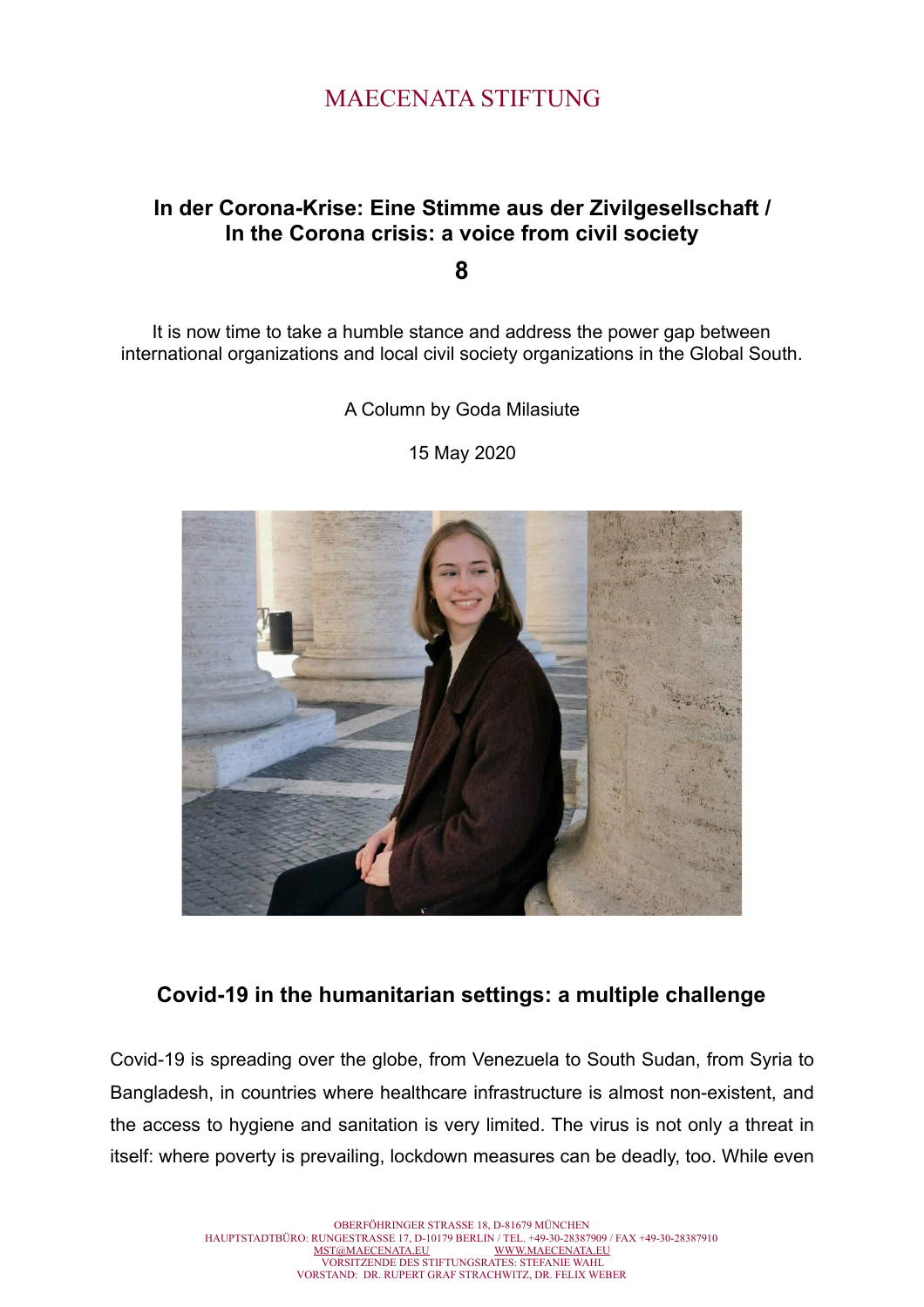MAECENATA STIFTUNG

# In der Corona-Krise: Eine Stimme aus der Zivilgesellschaft / In the Corona crisis: a voice from civil society

**8**

It is now time to take a humble stance and address the power gap between international organizations and local civil society organizations in the Global South.

A Column by Goda Milasiute

15 May 2020

## Covid-19 in the humanitarian settings: a multiple challenge

Covid-19 is spreading over the globe, from Venezuela to South Sudan, from Syria to Bangladesh, in countries where healthcare infrastructure is almost non-existent, and the access to hygiene and sanitation is very limited. The virus is not only a threat in itself: where poverty is prevailing, lockdown measures can be deadly, too. While even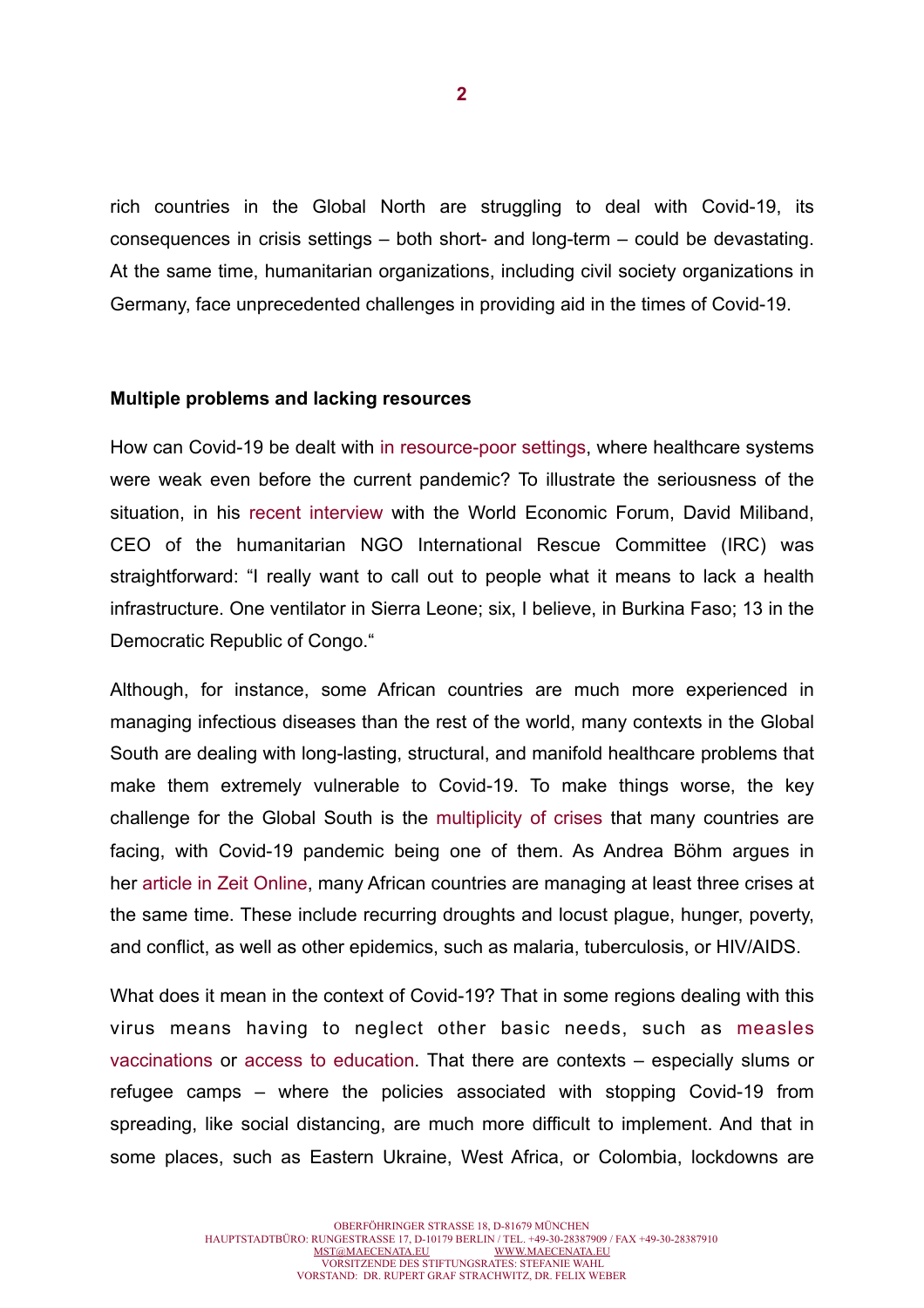rich countries in the Global North are struggling to deal with Covid-19, its consequences in crisis settings – both short- and long-term – could be devastating. At the same time, humanitarian organizations, including civil society organizations in Germany, face unprecedented challenges in providing aid in the times of Covid-19.

**Multiple problems and lacking resources**

How can Covid-19 be dealt with in resource-poor settings, where healthcare systems were weak even before the current pandemic? To illustrate the seriousness of the situation, in his recent interview with the World Economic Forum, David Miliband, CEO of the humanitarian NGO International Rescue Committee (IRC) was straightforward: "I really want to call out to people what it means to lack a health infrastructure. One ventilator in Sierra Leone; six, I believe, in Burkina Faso; 13 in the Democratic Republic of Congo."

Although, for instance, some African countries are much more experienced in managing infectious diseases than the rest of the world, many contexts in the Global South are dealing with long-lasting, structural, and manifold healthcare problems that make them extremely vulnerable to Covid-19. To make things worse, the key challenge for the Global South is the multiplicity of crises that many countries are facing, with Covid-19 pandemic being one of them. As Andrea Böhm argues in her article in Zeit Online, many African countries are managing at least three crises at the same time. These include recurring droughts and locust plague, hunger, poverty, and conflict, as well as other epidemics, such as malaria, tuberculosis, or HIV/AIDS.

What does it mean in the context of Covid-19? That in some regions dealing with this virus means having to neglect other basic needs, such as measles vaccinations or access to education. That there are contexts – especially slums or refugee camps – where the policies associated with stopping Covid-19 from spreading, like social distancing, are much more difficult to implement. And that in some places, such as Eastern Ukraine, West Africa, or Colombia, lockdowns are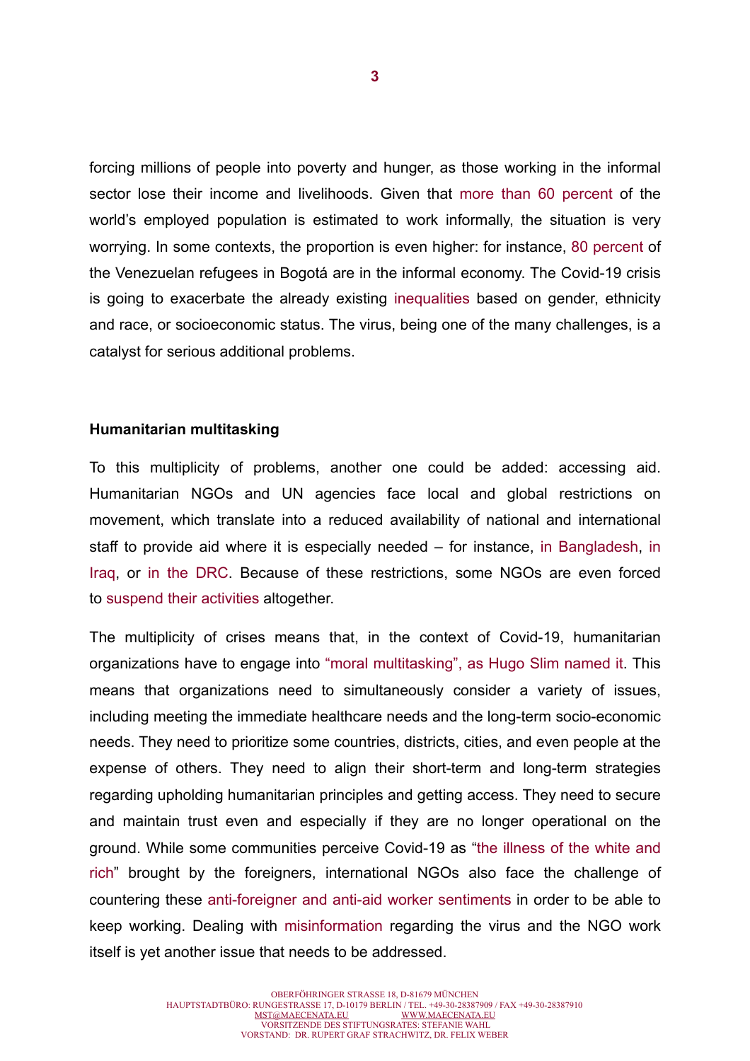forcing millions of people into poverty and hunger, as those working in the informal sector lose their income and livelihoods. Given that more than 60 percent of the world's employed population is estimated to work informally, the situation is very worrying. In some contexts, the proportion is even higher: for instance, 80 percent of the Venezuelan refugees in Bogotá are in the informal economy. The Covid-19 crisis is going to exacerbate the already existing inequalities based on gender, ethnicity and race, or socioeconomic status. The virus, being one of the many challenges, is a catalyst for serious additional problems.

**Humanitarian multitasking**

To this multiplicity of problems, another one could be added: accessing aid. Humanitarian NGOs and UN agencies face local and global restrictions on movement, which translate into a reduced availability of national and international staff to provide aid where it is especially needed – for instance, in Bangladesh, in Iraq, or in the DRC. Because of these restrictions, some NGOs are even forced to suspend their activities altogether.

The multiplicity of crises means that, in the context of Covid-19, humanitarian organizations have to engage into "moral multitasking", as Hugo Slim named it. This means that organizations need to simultaneously consider a variety of issues, including meeting the immediate healthcare needs and the long-term socio-economic needs. They need to prioritize some countries, districts, cities, and even people at the expense of others. They need to align their short-term and long-term strategies regarding upholding humanitarian principles and getting access. They need to secure and maintain trust even and especially if they are no longer operational on the ground. While some communities perceive Covid-19 as "the illness of the white and rich" brought by the foreigners, international NGOs also face the challenge of countering these anti-foreigner and anti-aid worker sentiments in order to be able to keep working. Dealing with misinformation regarding the virus and the NGO work itself is yet another issue that needs to be addressed.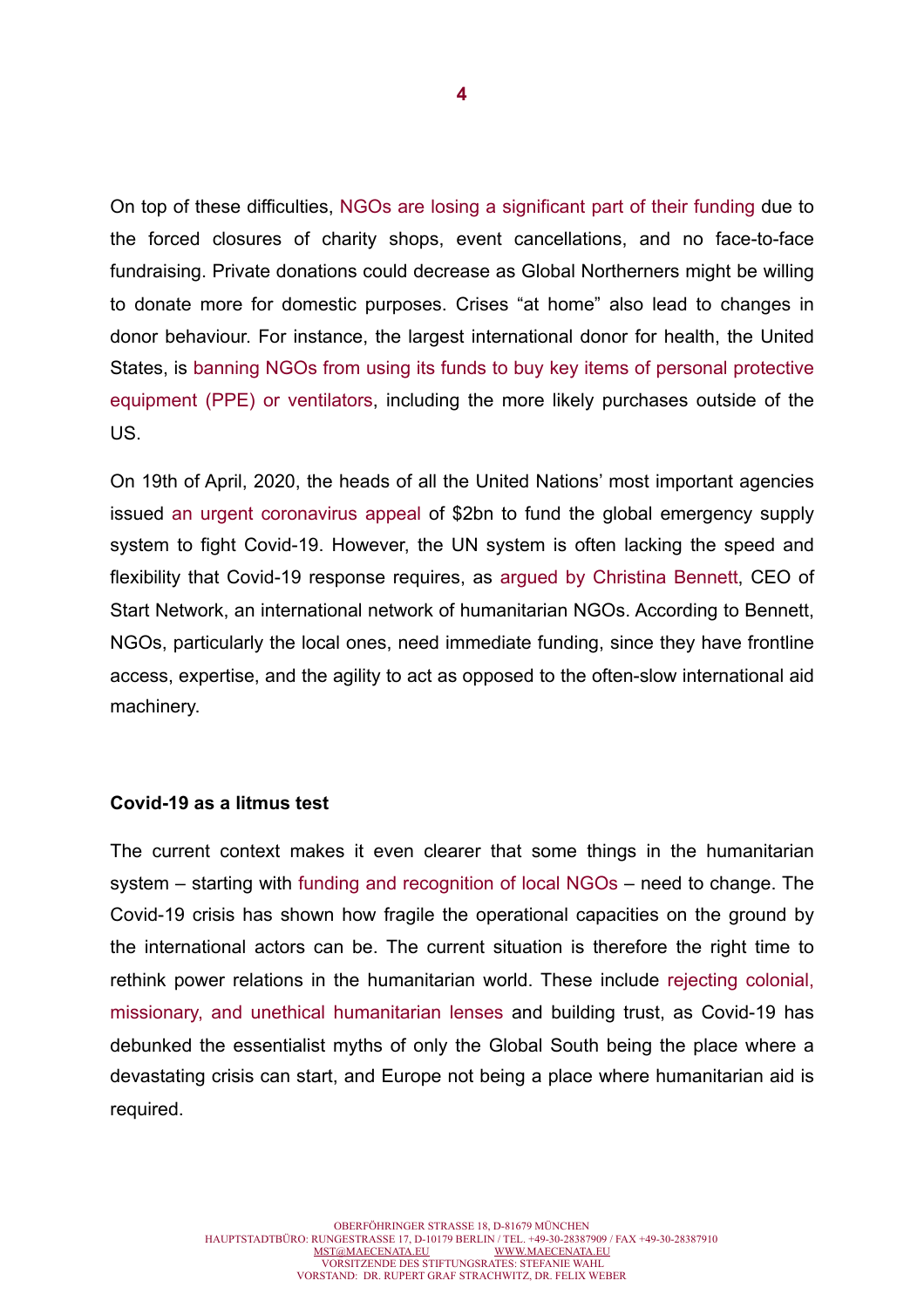On top of these difficulties, NGOs are losing a significant part of their funding due to the forced closures of charity shops, event cancellations, and no face-to-face fundraising. Private donations could decrease as Global Northerners might be willing to donate more for domestic purposes. Crises "at home" also lead to changes in donor behaviour. For instance, the largest international donor for health, the United States, is banning NGOs from using its funds to buy key items of personal protective equipment (PPE) or ventilators, including the more likely purchases outside of the US.

On 19th of April, 2020, the heads of all the United Nations' most important agencies issued an urgent coronavirus appeal of $2bn to fund the global emergency supply system to fight Covid-19. However, the UN system is often lacking the speed and flexibility that Covid-19 response requires, as argued by Christina Bennett, CEO of Start Network, an international network of humanitarian NGOs. According to Bennett, NGOs, particularly the local ones, need immediate funding, since they have frontline access, expertise, and the agility to act as opposed to the often-slow international aid machinery.

**Covid-19 as a litmus test**

The current context makes it even clearer that some things in the humanitarian system – starting with funding and recognition of local NGOs – need to change. The Covid-19 crisis has shown how fragile the operational capacities on the ground by the international actors can be. The current situation is therefore the right time to rethink power relations in the humanitarian world. These include rejecting colonial, missionary, and unethical humanitarian lenses and building trust, as Covid-19 has debunked the essentialist myths of only the Global South being the place where a devastating crisis can start, and Europe not being a place where humanitarian aid is required.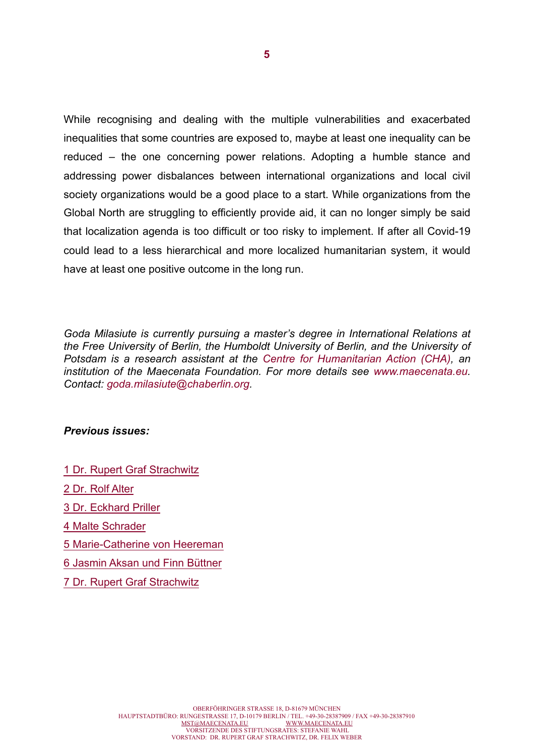While recognising and dealing with the multiple vulnerabilities and exacerbated inequalities that some countries are exposed to, maybe at least one inequality can be reduced – the one concerning power relations. Adopting a humble stance and addressing power disbalances between international organizations and local civil society organizations would be a good place to a start. While organizations from the Global North are struggling to efficiently provide aid, it can no longer simply be said that localization agenda is too difficult or too risky to implement. If after all Covid-19 could lead to a less hierarchical and more localized humanitarian system, it would have at least one positive outcome in the long run.

*Goda Milasiute is currently pursuing a master's degree in International Relations at the Free University of Berlin, the Humboldt University of Berlin, and the University of Potsdam is a research assistant at the Centre for Humanitarian Action (CHA), an institution of the Maecenata Foundation. For more details see www.maecenata.eu. Contact: goda.milasiute@chaberlin.org.*

***Previous issues:***

1 Dr. Rupert Graf Strachwitz

2 Dr. Rolf Alter

3 Dr. Eckhard Priller

4 Malte Schrader

5 Marie-Catherine von Heereman

6 Jasmin Aksan und Finn Büttner

7 Dr. Rupert Graf Strachwitz

OBERFÖHRINGER STRASSE 18, D-81679 MÜNCHEN
HAUPTSTADTBÜRO: RUNGESTRASSE 17, D-10179 BERLIN / TEL. +49-30-28387909 / FAX +49-30-28387910
MST@MAECENATA.EU WWW.MAECENATA.EU
VORSITZENDE DES STIFTUNGSRATES: STEFANIE WAHL
VORSTAND: DR. RUPERT GRAF STRACHWITZ, DR. FELIX WEBER